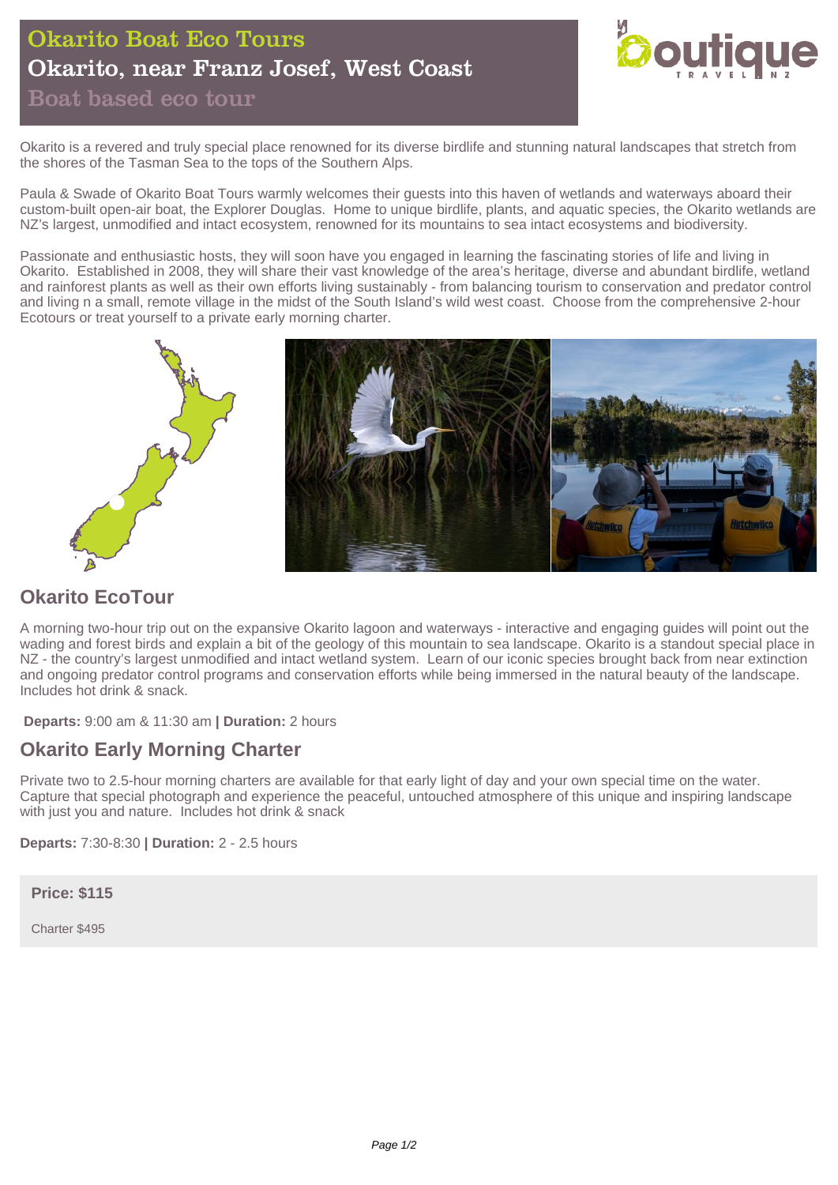# Okarito Boat Eco Tours

## Okarito, near Franz Josef, West Coast

### Boat based eco tour

Okarito is a revered and truly special place renowned for its diverse birdlife and stunning natural landscapes that stretch from the shores of the Tasman Sea to the tops of the Southern Alps.

Paula & Swade of Okarito Boat Tours warmly welcomes their guests into this haven of wetlands and waterways aboard their custom-built open-air boat, the Explorer Douglas. Home to unique birdlife, plants, and aquatic species, the Okarito wetlands are NZ's largest, unmodified and intact ecosystem, renowned for its mountains to sea intact ecosystems and biodiversity.

Passionate and enthusiastic hosts, they will soon have you engaged in learning the fascinating stories of life and living in Okarito. Established in 2008, they will share their vast knowledge of the area's heritage, diverse and abundant birdlife, wetland and rainforest plants as well as their own efforts living sustainably - from balancing tourism to conservation and predator control and living n a small, remote village in the midst of the South Island's wild west coast. Choose from the comprehensive 2-hour Ecotours or treat yourself to a private early morning charter.

## Okarito EcoTour

A morning two-hour trip out on the expansive Okarito lagoon and waterways - interactive and engaging guides will point out the wading and forest birds and explain a bit of the geology of this mountain to sea landscape. Okarito is a standout special place in NZ - the country's largest unmodified and intact wetland system. Learn of our iconic species brought back from near extinction and ongoing predator control programs and conservation efforts while being immersed in the natural beauty of the landscape. Includes hot drink & snack.

**Departs:** 9:00 am & 11:30 am **| Duration:** 2 hours

## Okarito Early Morning Charter

Private two to 2.5-hour morning charters are available for that early light of day and your own special time on the water. Capture that special photograph and experience the peaceful, untouched atmosphere of this unique and inspiring landscape with just you and nature. Includes hot drink & snack

**Departs:** 7:30-8:30 **| Duration:** 2 - 2.5 hours

**Price: $115**

Charter $495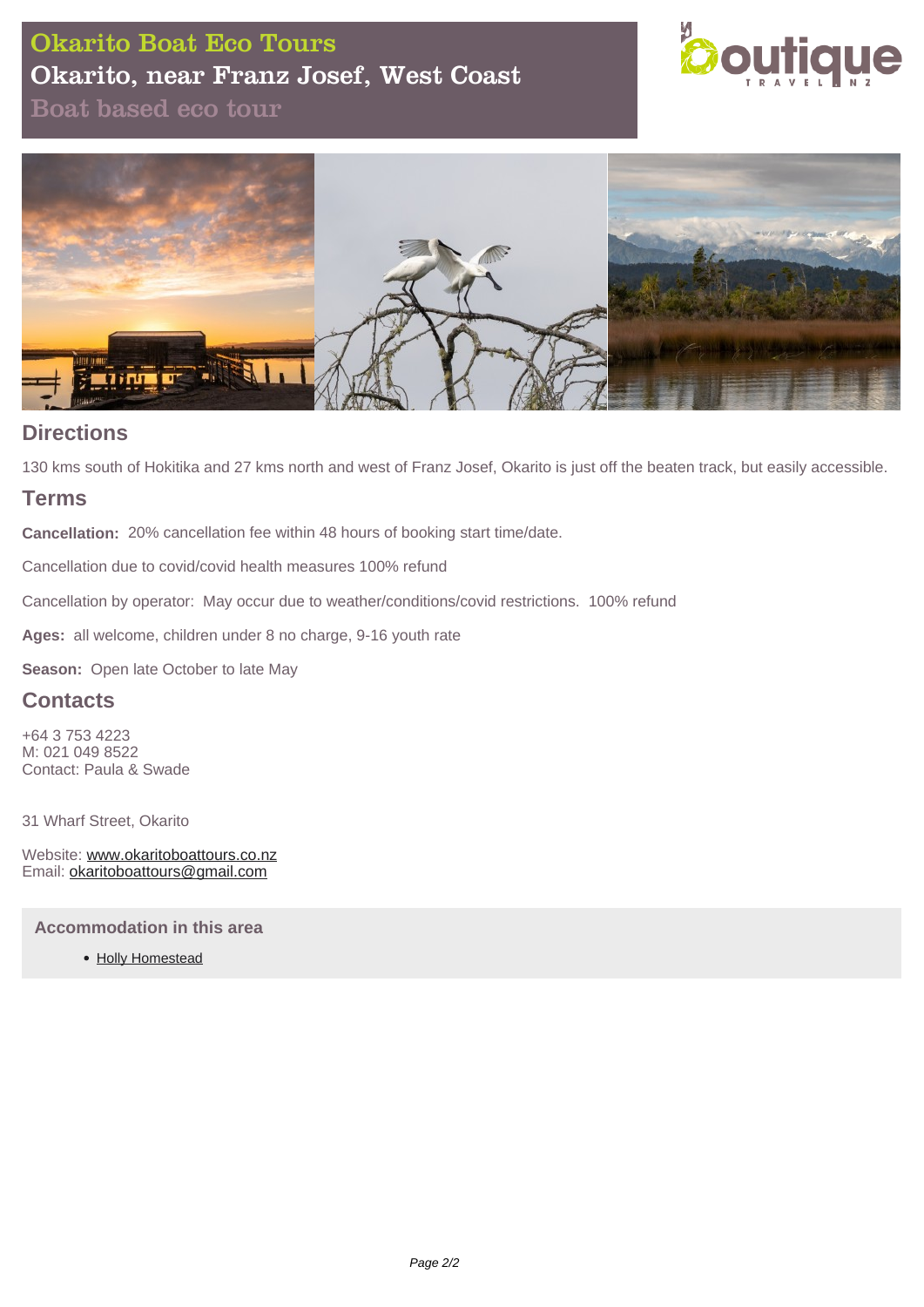# Okarito Boat Eco Tours

## Okarito, near Franz Josef, West Coast

### Boat based eco tour

## Directions

130 kms south of Hokitika and 27 kms north and west of Franz Josef, Okarito is just off the beaten track, but easily accessible.

## Terms

**Cancellation:** 20% cancellation fee within 48 hours of booking start time/date.

Cancellation due to covid/covid health measures 100% refund

Cancellation by operator: May occur due to weather/conditions/covid restrictions. 100% refund

**Ages:** all welcome, children under 8 no charge, 9-16 youth rate

**Season:** Open late October to late May

## Contacts

+64 3 753 4223
M: 021 049 8522
Contact: Paula & Swade

31 Wharf Street, Okarito

Website: www.okaritoboattours.co.nz
Email: okaritoboattours@gmail.com

### Accommodation in this area

- Holly Homestead